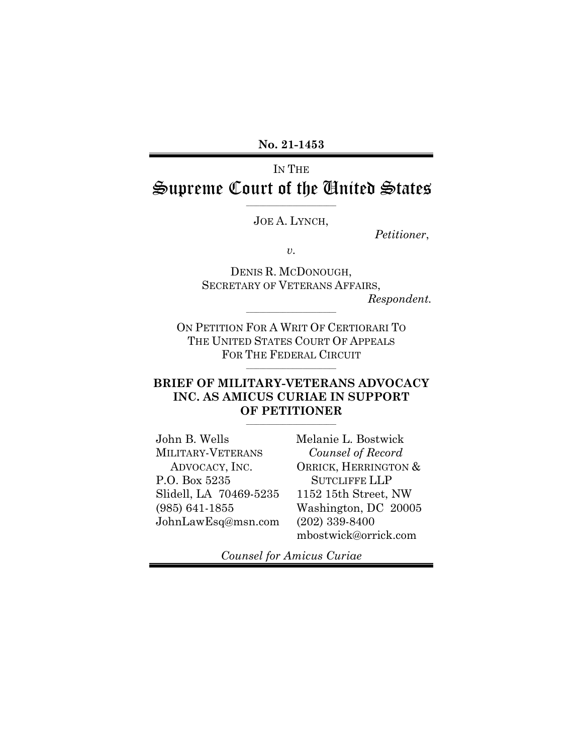**No. 21-1453**

IN THE

# Supreme Court of the United States

JOE A. LYNCH,

*Petitioner*,

*v.*

DENIS R. MCDONOUGH,
SECRETARY OF VETERANS AFFAIRS,

*Respondent.*

ON PETITION FOR A WRIT OF CERTIORARI TO
THE UNITED STATES COURT OF APPEALS
FOR THE FEDERAL CIRCUIT

**BRIEF OF MILITARY-VETERANS ADVOCACY INC. AS AMICUS CURIAE IN SUPPORT OF PETITIONER**

John B. Wells
MILITARY-VETERANS ADVOCACY, INC.
P.O. Box 5235
Slidell, LA 70469-5235
(985) 641-1855
JohnLawEsq@msn.com

Melanie L. Bostwick
*Counsel of Record*
ORRICK, HERRINGTON & SUTCLIFFE LLP
1152 15th Street, NW
Washington, DC 20005
(202) 339-8400
mbostwick@orrick.com

*Counsel for Amicus Curiae*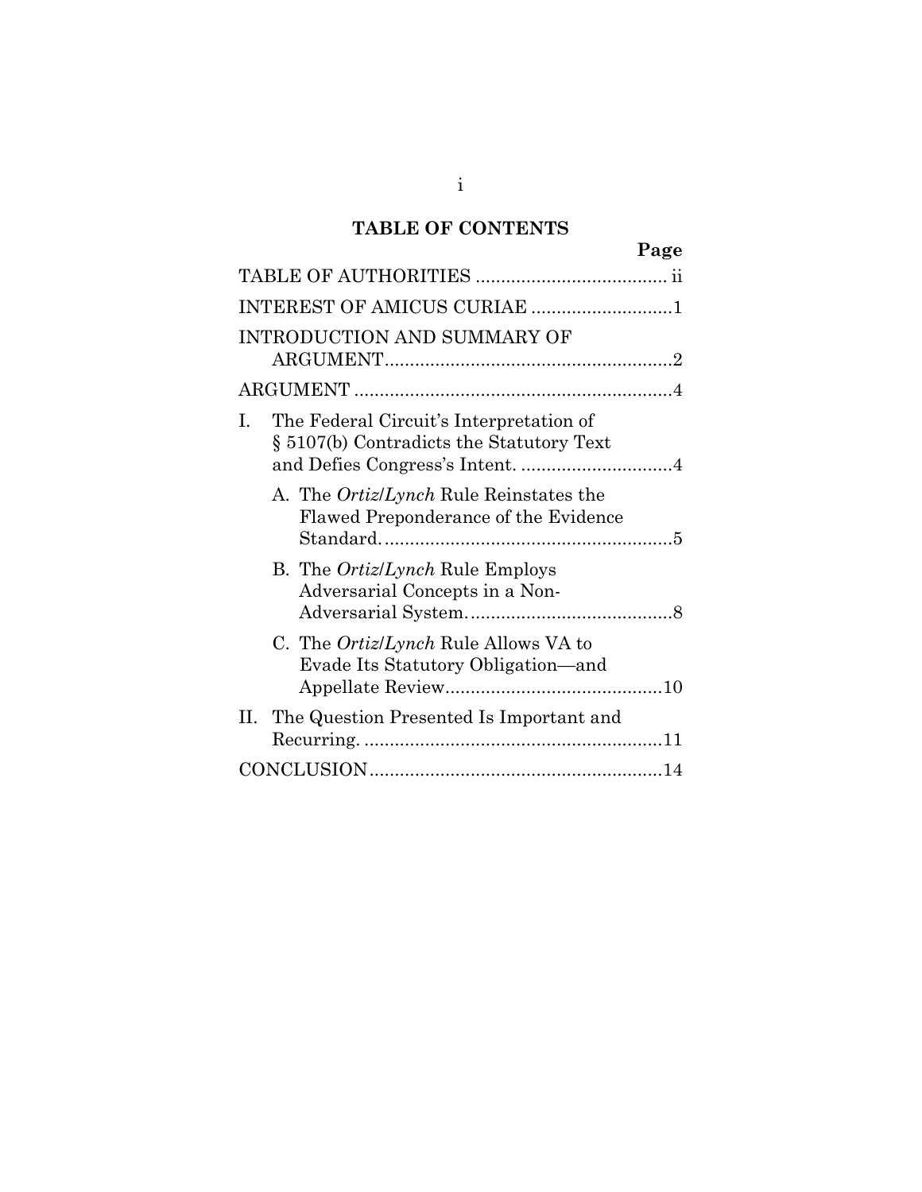## TABLE OF CONTENTS

| | Page |
|---|---|
| TABLE OF AUTHORITIES | ii |
| INTEREST OF AMICUS CURIAE | 1 |
| INTRODUCTION AND SUMMARY OF ARGUMENT | 2 |
| ARGUMENT | 4 |
| I. The Federal Circuit's Interpretation of § 5107(b) Contradicts the Statutory Text and Defies Congress's Intent. | 4 |
| A. The *Ortiz*/*Lynch* Rule Reinstates the Flawed Preponderance of the Evidence Standard. | 5 |
| B. The *Ortiz*/*Lynch* Rule Employs Adversarial Concepts in a Non-Adversarial System. | 8 |
| C. The *Ortiz*/*Lynch* Rule Allows VA to Evade Its Statutory Obligation—and Appellate Review | 10 |
| II. The Question Presented Is Important and Recurring. | 11 |
| CONCLUSION | 14 |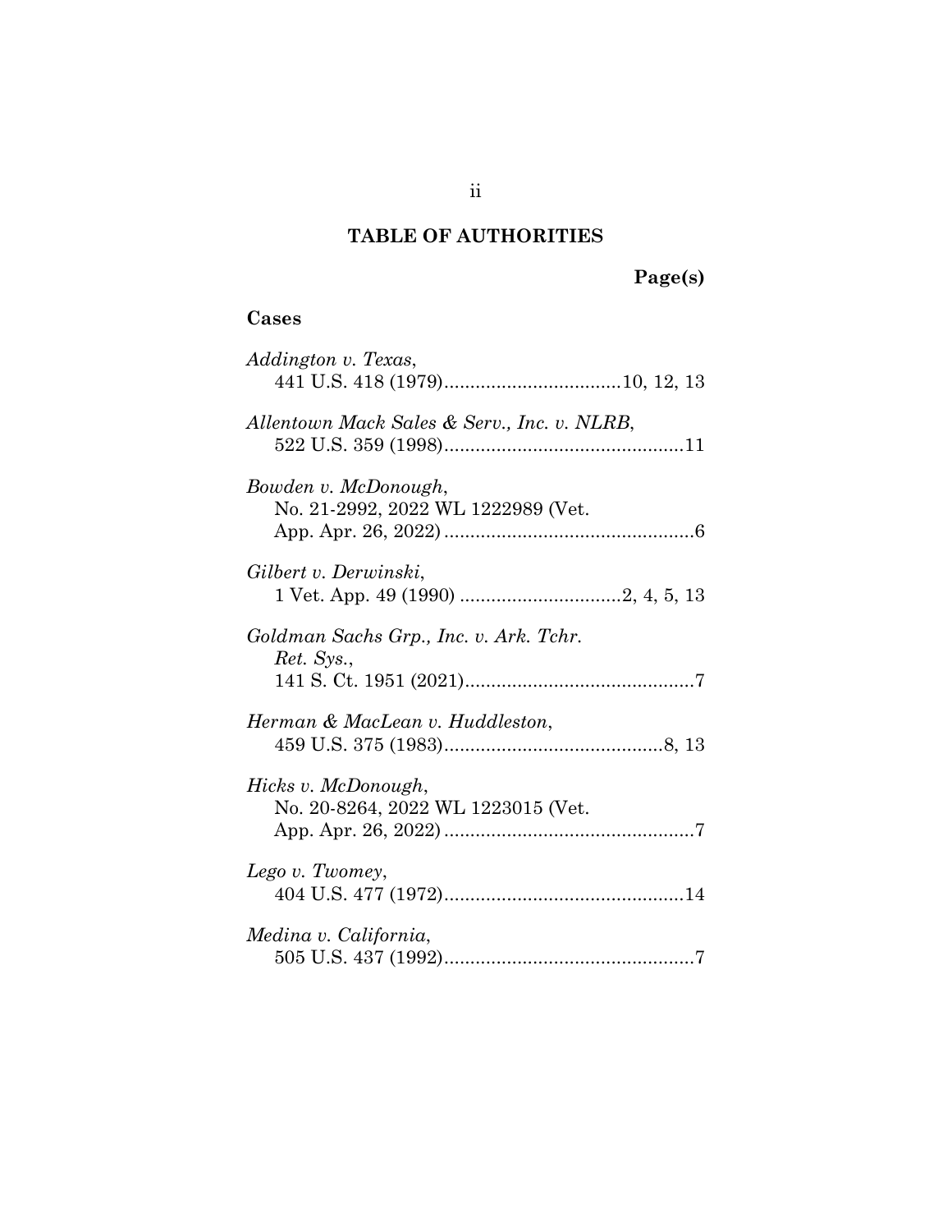## TABLE OF AUTHORITIES

**Page(s)**

### Cases

*Addington v. Texas*,
441 U.S. 418 (1979)..................................10, 12, 13

*Allentown Mack Sales & Serv., Inc. v. NLRB*,
522 U.S. 359 (1998)..............................................11

*Bowden v. McDonough*,
No. 21-2992, 2022 WL 1222989 (Vet. App. Apr. 26, 2022) ................................................6

*Gilbert v. Derwinski*,
1 Vet. App. 49 (1990) ...............................2, 4, 5, 13

*Goldman Sachs Grp., Inc. v. Ark. Tchr. Ret. Sys.*,
141 S. Ct. 1951 (2021)............................................7

*Herman & MacLean v. Huddleston*,
459 U.S. 375 (1983)..........................................8, 13

*Hicks v. McDonough*,
No. 20-8264, 2022 WL 1223015 (Vet. App. Apr. 26, 2022) ................................................7

*Lego v. Twomey*,
404 U.S. 477 (1972)..............................................14

*Medina v. California*,
505 U.S. 437 (1992)................................................7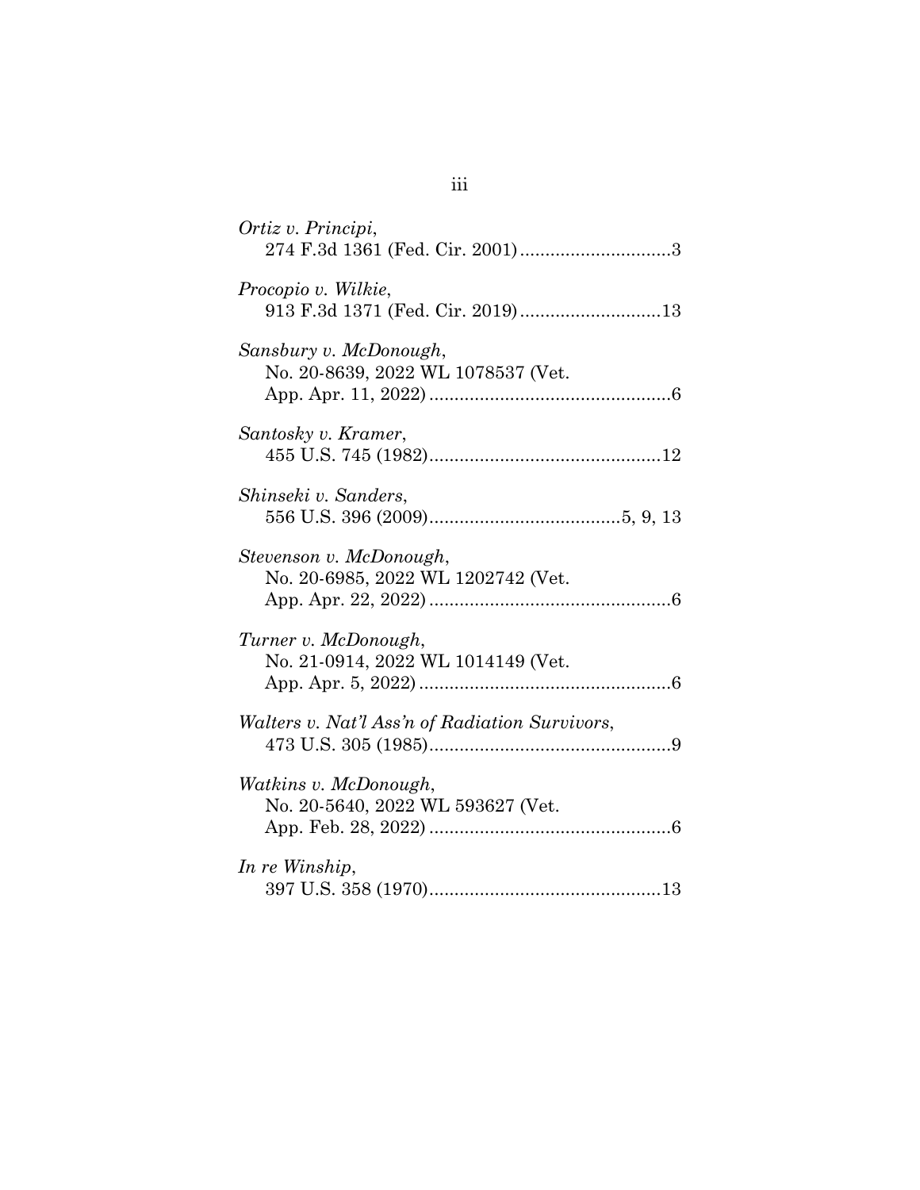*Ortiz v. Principi*,
274 F.3d 1361 (Fed. Cir. 2001)..............................3

*Procopio v. Wilkie*,
913 F.3d 1371 (Fed. Cir. 2019)............................13

*Sansbury v. McDonough*,
No. 20-8639, 2022 WL 1078537 (Vet. App. Apr. 11, 2022)................................................6

*Santosky v. Kramer*,
455 U.S. 745 (1982)..............................................12

*Shinseki v. Sanders*,
556 U.S. 396 (2009)......................................5, 9, 13

*Stevenson v. McDonough*,
No. 20-6985, 2022 WL 1202742 (Vet. App. Apr. 22, 2022)................................................6

*Turner v. McDonough*,
No. 21-0914, 2022 WL 1014149 (Vet. App. Apr. 5, 2022)..................................................6

*Walters v. Nat'l Ass'n of Radiation Survivors*,
473 U.S. 305 (1985)................................................9

*Watkins v. McDonough*,
No. 20-5640, 2022 WL 593627 (Vet. App. Feb. 28, 2022)................................................6

*In re Winship*,
397 U.S. 358 (1970)..............................................13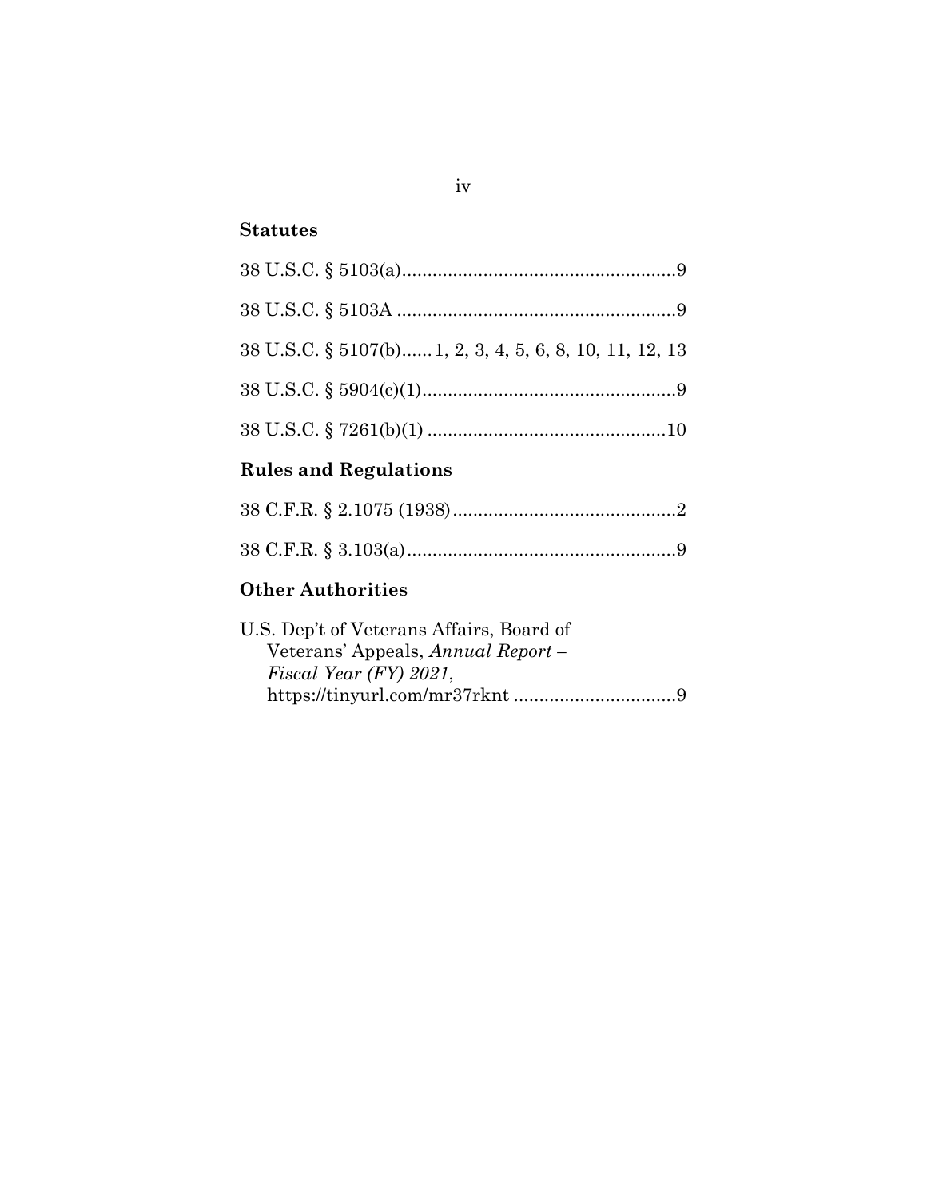## Statutes

38 U.S.C. § 5103(a)......................................................9

38 U.S.C. § 5103A .......................................................9

38 U.S.C. § 5107(b)......1, 2, 3, 4, 5, 6, 8, 10, 11, 12, 13

38 U.S.C. § 5904(c)(1)..................................................9

38 U.S.C. § 7261(b)(1) ...............................................10

## Rules and Regulations

38 C.F.R. § 2.1075 (1938)............................................2

38 C.F.R. § 3.103(a).....................................................9

## Other Authorities

U.S. Dep't of Veterans Affairs, Board of Veterans' Appeals, *Annual Report – Fiscal Year (FY) 2021*, https://tinyurl.com/mr37rknt ................................9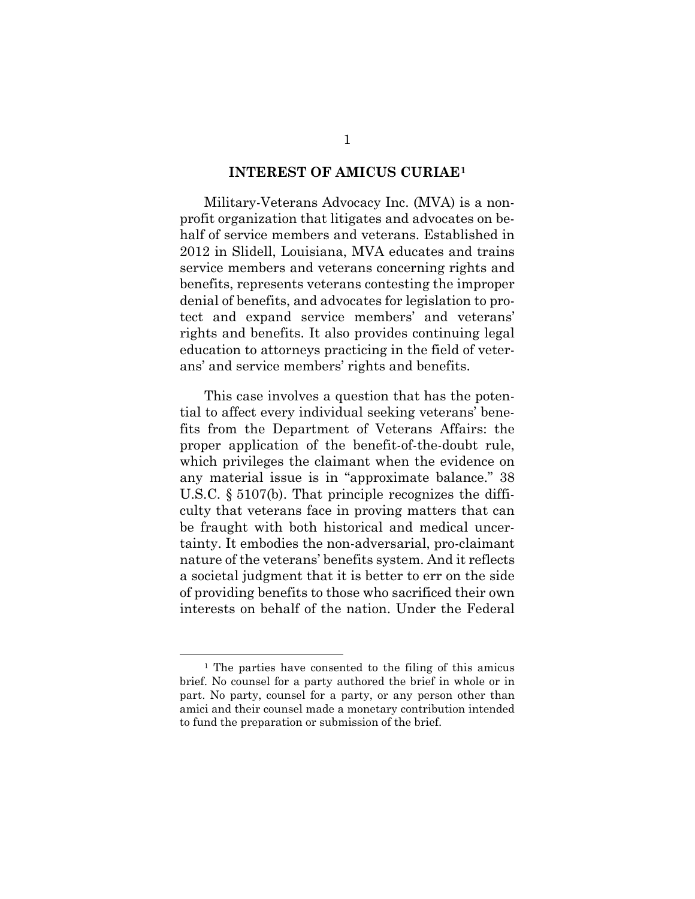## INTEREST OF AMICUS CURIAE[1]

Military-Veterans Advocacy Inc. (MVA) is a nonprofit organization that litigates and advocates on behalf of service members and veterans. Established in 2012 in Slidell, Louisiana, MVA educates and trains service members and veterans concerning rights and benefits, represents veterans contesting the improper denial of benefits, and advocates for legislation to protect and expand service members' and veterans' rights and benefits. It also provides continuing legal education to attorneys practicing in the field of veterans' and service members' rights and benefits.

This case involves a question that has the potential to affect every individual seeking veterans' benefits from the Department of Veterans Affairs: the proper application of the benefit-of-the-doubt rule, which privileges the claimant when the evidence on any material issue is in "approximate balance." 38 U.S.C. § 5107(b). That principle recognizes the difficulty that veterans face in proving matters that can be fraught with both historical and medical uncertainty. It embodies the non-adversarial, pro-claimant nature of the veterans' benefits system. And it reflects a societal judgment that it is better to err on the side of providing benefits to those who sacrificed their own interests on behalf of the nation. Under the Federal

[1] The parties have consented to the filing of this amicus brief. No counsel for a party authored the brief in whole or in part. No party, counsel for a party, or any person other than amici and their counsel made a monetary contribution intended to fund the preparation or submission of the brief.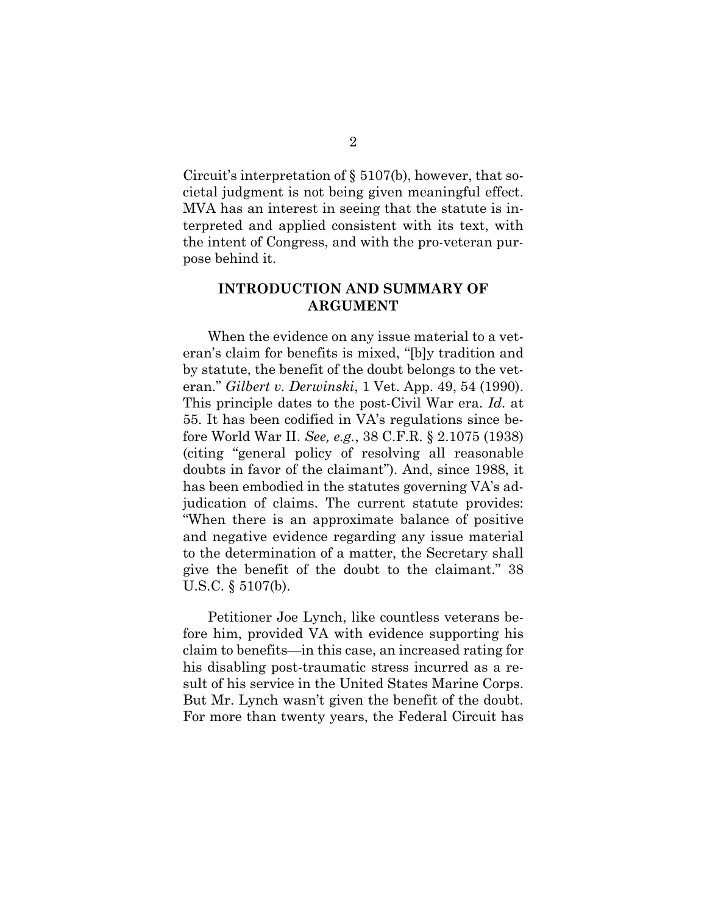Circuit's interpretation of § 5107(b), however, that societal judgment is not being given meaningful effect. MVA has an interest in seeing that the statute is interpreted and applied consistent with its text, with the intent of Congress, and with the pro-veteran purpose behind it.

## INTRODUCTION AND SUMMARY OF ARGUMENT

When the evidence on any issue material to a veteran's claim for benefits is mixed, "[b]y tradition and by statute, the benefit of the doubt belongs to the veteran." *Gilbert v. Derwinski*, 1 Vet. App. 49, 54 (1990). This principle dates to the post-Civil War era. *Id.* at 55. It has been codified in VA's regulations since before World War II. *See, e.g.*, 38 C.F.R. § 2.1075 (1938) (citing "general policy of resolving all reasonable doubts in favor of the claimant"). And, since 1988, it has been embodied in the statutes governing VA's adjudication of claims. The current statute provides: "When there is an approximate balance of positive and negative evidence regarding any issue material to the determination of a matter, the Secretary shall give the benefit of the doubt to the claimant." 38 U.S.C. § 5107(b).

Petitioner Joe Lynch, like countless veterans before him, provided VA with evidence supporting his claim to benefits—in this case, an increased rating for his disabling post-traumatic stress incurred as a result of his service in the United States Marine Corps. But Mr. Lynch wasn't given the benefit of the doubt. For more than twenty years, the Federal Circuit has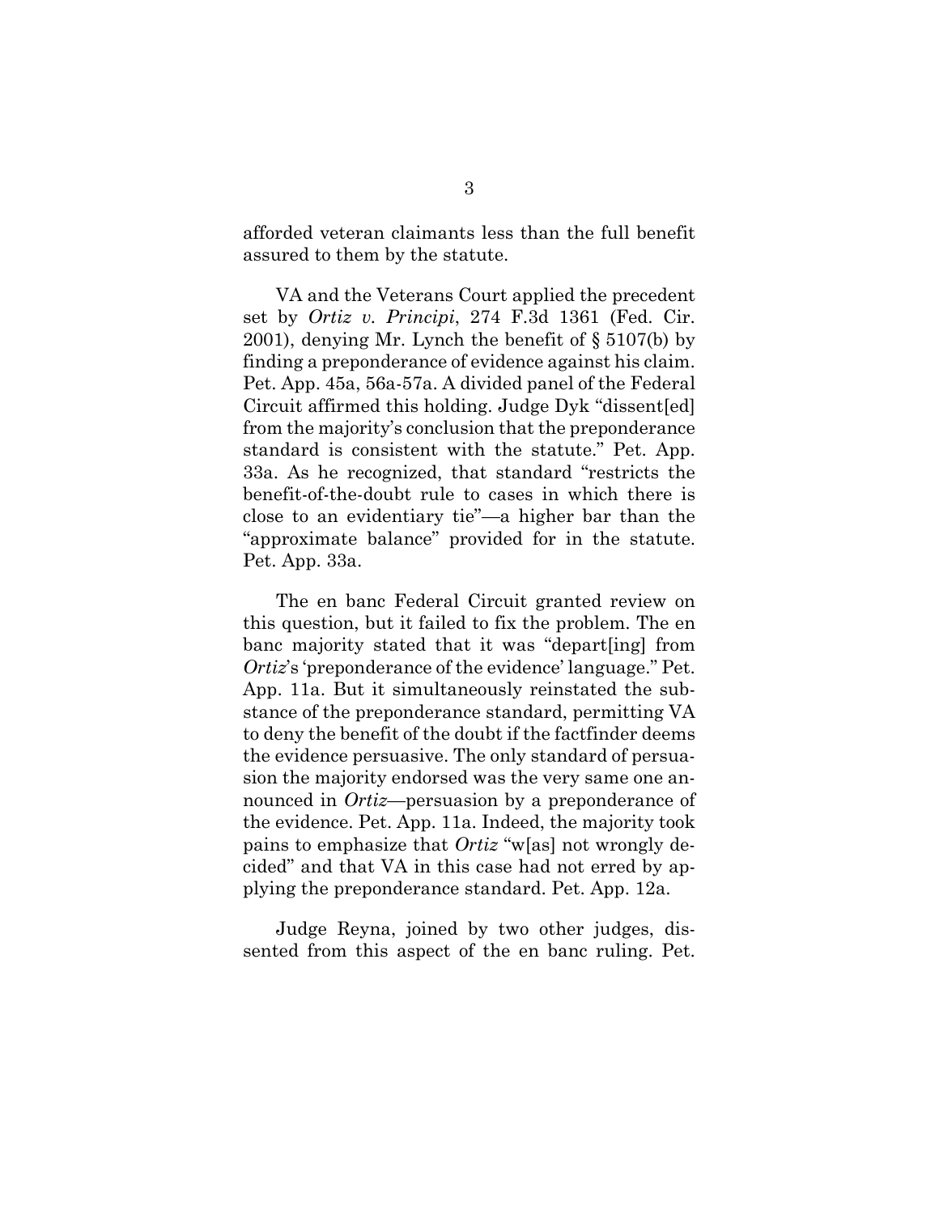afforded veteran claimants less than the full benefit assured to them by the statute.

VA and the Veterans Court applied the precedent set by *Ortiz v. Principi*, 274 F.3d 1361 (Fed. Cir. 2001), denying Mr. Lynch the benefit of § 5107(b) by finding a preponderance of evidence against his claim. Pet. App. 45a, 56a-57a. A divided panel of the Federal Circuit affirmed this holding. Judge Dyk "dissent[ed] from the majority's conclusion that the preponderance standard is consistent with the statute." Pet. App. 33a. As he recognized, that standard "restricts the benefit-of-the-doubt rule to cases in which there is close to an evidentiary tie"—a higher bar than the "approximate balance" provided for in the statute. Pet. App. 33a.

The en banc Federal Circuit granted review on this question, but it failed to fix the problem. The en banc majority stated that it was "depart[ing] from *Ortiz*'s 'preponderance of the evidence' language." Pet. App. 11a. But it simultaneously reinstated the substance of the preponderance standard, permitting VA to deny the benefit of the doubt if the factfinder deems the evidence persuasive. The only standard of persuasion the majority endorsed was the very same one announced in *Ortiz*—persuasion by a preponderance of the evidence. Pet. App. 11a. Indeed, the majority took pains to emphasize that *Ortiz* "w[as] not wrongly decided" and that VA in this case had not erred by applying the preponderance standard. Pet. App. 12a.

Judge Reyna, joined by two other judges, dissented from this aspect of the en banc ruling. Pet.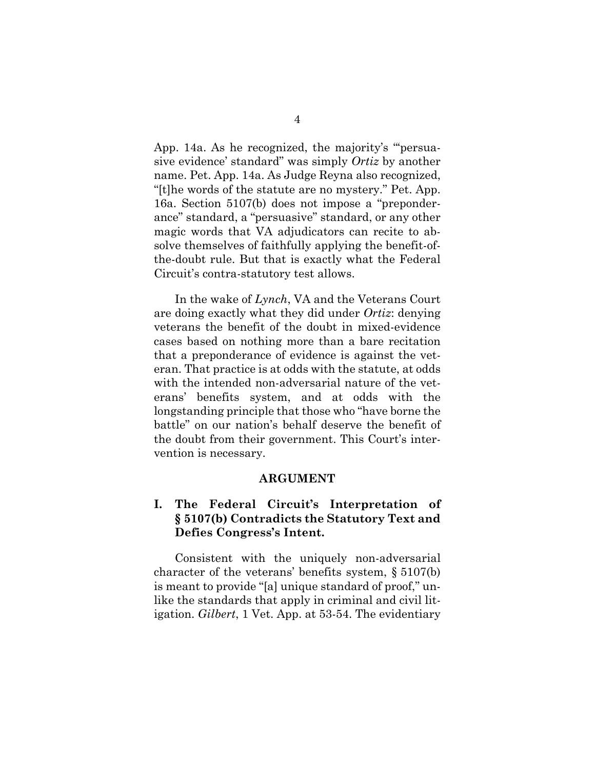App. 14a. As he recognized, the majority's "'persuasive evidence' standard" was simply *Ortiz* by another name. Pet. App. 14a. As Judge Reyna also recognized, "[t]he words of the statute are no mystery." Pet. App. 16a. Section 5107(b) does not impose a "preponderance" standard, a "persuasive" standard, or any other magic words that VA adjudicators can recite to absolve themselves of faithfully applying the benefit-of-the-doubt rule. But that is exactly what the Federal Circuit's contra-statutory test allows.

In the wake of *Lynch*, VA and the Veterans Court are doing exactly what they did under *Ortiz*: denying veterans the benefit of the doubt in mixed-evidence cases based on nothing more than a bare recitation that a preponderance of evidence is against the veteran. That practice is at odds with the statute, at odds with the intended non-adversarial nature of the veterans' benefits system, and at odds with the longstanding principle that those who "have borne the battle" on our nation's behalf deserve the benefit of the doubt from their government. This Court's intervention is necessary.

## ARGUMENT

### I. The Federal Circuit's Interpretation of § 5107(b) Contradicts the Statutory Text and Defies Congress's Intent.

Consistent with the uniquely non-adversarial character of the veterans' benefits system, § 5107(b) is meant to provide "[a] unique standard of proof," unlike the standards that apply in criminal and civil litigation. *Gilbert*, 1 Vet. App. at 53-54. The evidentiary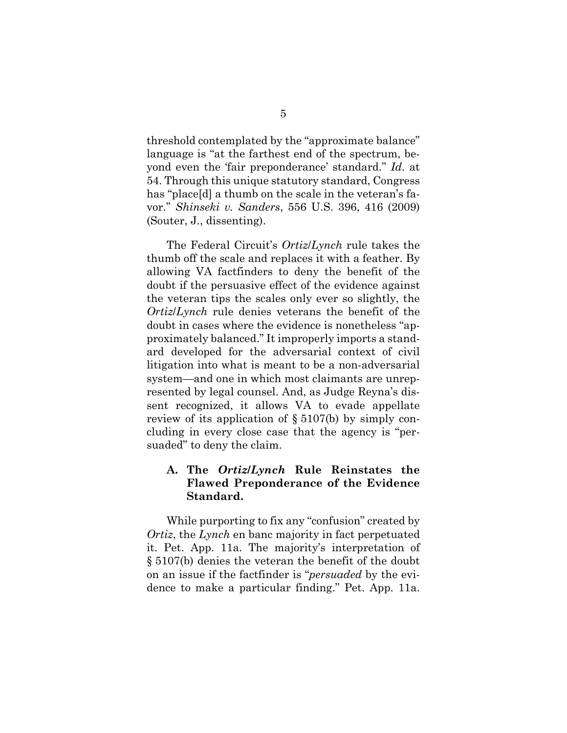threshold contemplated by the "approximate balance" language is "at the farthest end of the spectrum, beyond even the 'fair preponderance' standard." *Id.* at 54. Through this unique statutory standard, Congress has "place[d] a thumb on the scale in the veteran's favor." *Shinseki v. Sanders*, 556 U.S. 396, 416 (2009) (Souter, J., dissenting).

The Federal Circuit's *Ortiz*/*Lynch* rule takes the thumb off the scale and replaces it with a feather. By allowing VA factfinders to deny the benefit of the doubt if the persuasive effect of the evidence against the veteran tips the scales only ever so slightly, the *Ortiz*/*Lynch* rule denies veterans the benefit of the doubt in cases where the evidence is nonetheless "approximately balanced." It improperly imports a standard developed for the adversarial context of civil litigation into what is meant to be a non-adversarial system—and one in which most claimants are unrepresented by legal counsel. And, as Judge Reyna's dissent recognized, it allows VA to evade appellate review of its application of § 5107(b) by simply concluding in every close case that the agency is "persuaded" to deny the claim.

### A. The *Ortiz*/*Lynch* Rule Reinstates the Flawed Preponderance of the Evidence Standard.

While purporting to fix any "confusion" created by *Ortiz*, the *Lynch* en banc majority in fact perpetuated it. Pet. App. 11a. The majority's interpretation of § 5107(b) denies the veteran the benefit of the doubt on an issue if the factfinder is "*persuaded* by the evidence to make a particular finding." Pet. App. 11a.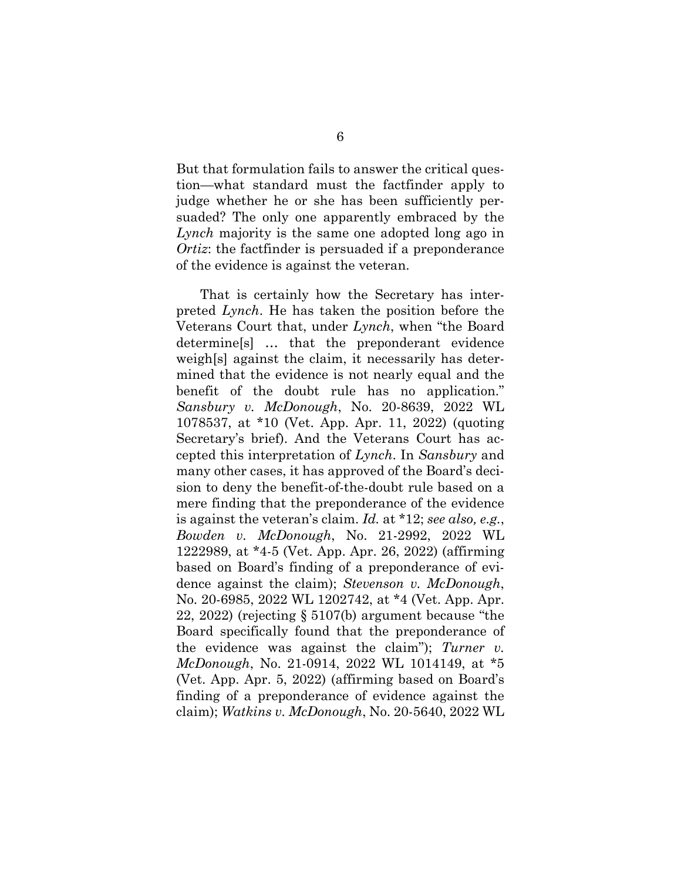But that formulation fails to answer the critical question—what standard must the factfinder apply to judge whether he or she has been sufficiently persuaded? The only one apparently embraced by the *Lynch* majority is the same one adopted long ago in *Ortiz*: the factfinder is persuaded if a preponderance of the evidence is against the veteran.

That is certainly how the Secretary has interpreted *Lynch*. He has taken the position before the Veterans Court that, under *Lynch*, when "the Board determine[s] … that the preponderant evidence weigh[s] against the claim, it necessarily has determined that the evidence is not nearly equal and the benefit of the doubt rule has no application." *Sansbury v. McDonough*, No. 20-8639, 2022 WL 1078537, at *10 (Vet. App. Apr. 11, 2022) (quoting Secretary's brief). And the Veterans Court has accepted this interpretation of *Lynch*. In *Sansbury* and many other cases, it has approved of the Board's decision to deny the benefit-of-the-doubt rule based on a mere finding that the preponderance of the evidence is against the veteran's claim. *Id.* at *12; *see also, e.g.*, *Bowden v. McDonough*, No. 21-2992, 2022 WL 1222989, at *4-5 (Vet. App. Apr. 26, 2022) (affirming based on Board's finding of a preponderance of evidence against the claim); *Stevenson v. McDonough*, No. 20-6985, 2022 WL 1202742, at *4 (Vet. App. Apr. 22, 2022) (rejecting § 5107(b) argument because "the Board specifically found that the preponderance of the evidence was against the claim"); *Turner v. McDonough*, No. 21-0914, 2022 WL 1014149, at *5 (Vet. App. Apr. 5, 2022) (affirming based on Board's finding of a preponderance of evidence against the claim); *Watkins v. McDonough*, No. 20-5640, 2022 WL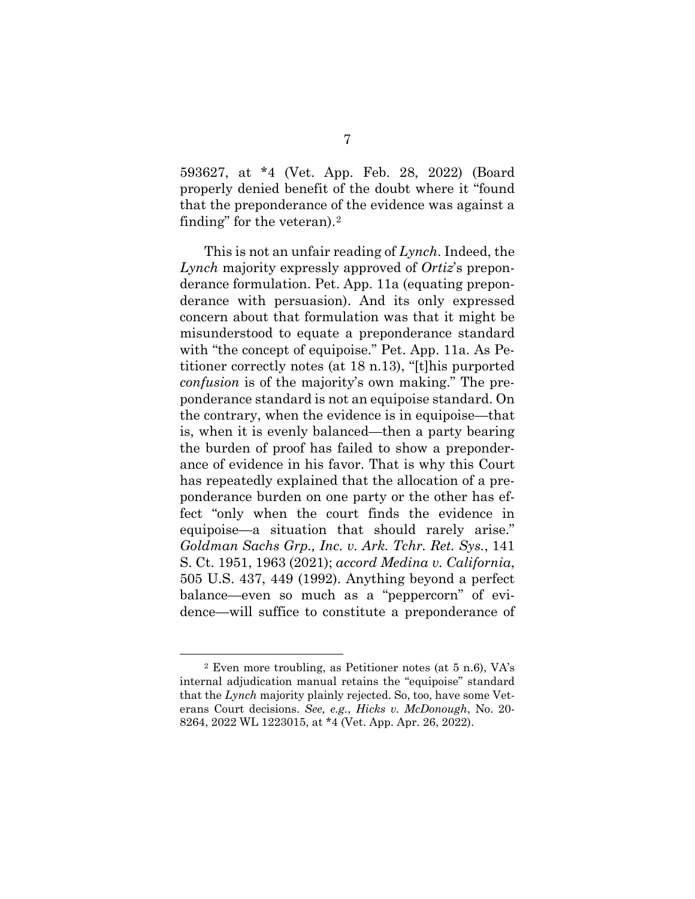593627, at *4 (Vet. App. Feb. 28, 2022) (Board properly denied benefit of the doubt where it "found that the preponderance of the evidence was against a finding" for the veteran).[2]

This is not an unfair reading of *Lynch*. Indeed, the *Lynch* majority expressly approved of *Ortiz*'s preponderance formulation. Pet. App. 11a (equating preponderance with persuasion). And its only expressed concern about that formulation was that it might be misunderstood to equate a preponderance standard with "the concept of equipoise." Pet. App. 11a. As Petitioner correctly notes (at 18 n.13), "[t]his purported *confusion* is of the majority's own making." The preponderance standard is not an equipoise standard. On the contrary, when the evidence is in equipoise—that is, when it is evenly balanced—then a party bearing the burden of proof has failed to show a preponderance of evidence in his favor. That is why this Court has repeatedly explained that the allocation of a preponderance burden on one party or the other has effect "only when the court finds the evidence in equipoise—a situation that should rarely arise." *Goldman Sachs Grp., Inc. v. Ark. Tchr. Ret. Sys.*, 141 S. Ct. 1951, 1963 (2021); *accord Medina v. California*, 505 U.S. 437, 449 (1992). Anything beyond a perfect balance—even so much as a "peppercorn" of evidence—will suffice to constitute a preponderance of

---

[2] Even more troubling, as Petitioner notes (at 5 n.6), VA's internal adjudication manual retains the "equipoise" standard that the *Lynch* majority plainly rejected. So, too, have some Veterans Court decisions. *See, e.g.*, *Hicks v. McDonough*, No. 20-8264, 2022 WL 1223015, at *4 (Vet. App. Apr. 26, 2022).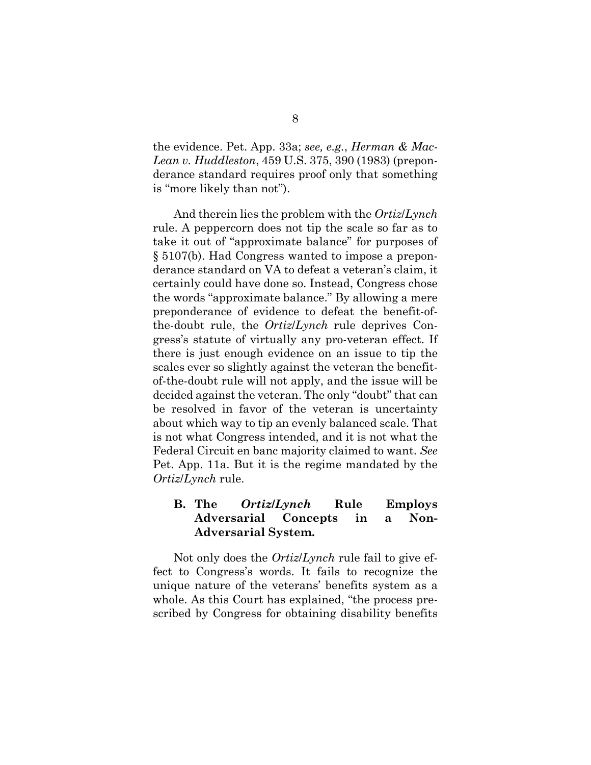the evidence. Pet. App. 33a; *see, e.g.*, *Herman & MacLean v. Huddleston*, 459 U.S. 375, 390 (1983) (preponderance standard requires proof only that something is "more likely than not").

And therein lies the problem with the *Ortiz*/*Lynch* rule. A peppercorn does not tip the scale so far as to take it out of "approximate balance" for purposes of § 5107(b). Had Congress wanted to impose a preponderance standard on VA to defeat a veteran's claim, it certainly could have done so. Instead, Congress chose the words "approximate balance." By allowing a mere preponderance of evidence to defeat the benefit-of-the-doubt rule, the *Ortiz*/*Lynch* rule deprives Congress's statute of virtually any pro-veteran effect. If there is just enough evidence on an issue to tip the scales ever so slightly against the veteran the benefit-of-the-doubt rule will not apply, and the issue will be decided against the veteran. The only "doubt" that can be resolved in favor of the veteran is uncertainty about which way to tip an evenly balanced scale. That is not what Congress intended, and it is not what the Federal Circuit en banc majority claimed to want. *See* Pet. App. 11a. But it is the regime mandated by the *Ortiz*/*Lynch* rule.

### B. The *Ortiz*/*Lynch* Rule Employs Adversarial Concepts in a Non-Adversarial System.

Not only does the *Ortiz*/*Lynch* rule fail to give effect to Congress's words. It fails to recognize the unique nature of the veterans' benefits system as a whole. As this Court has explained, "the process prescribed by Congress for obtaining disability benefits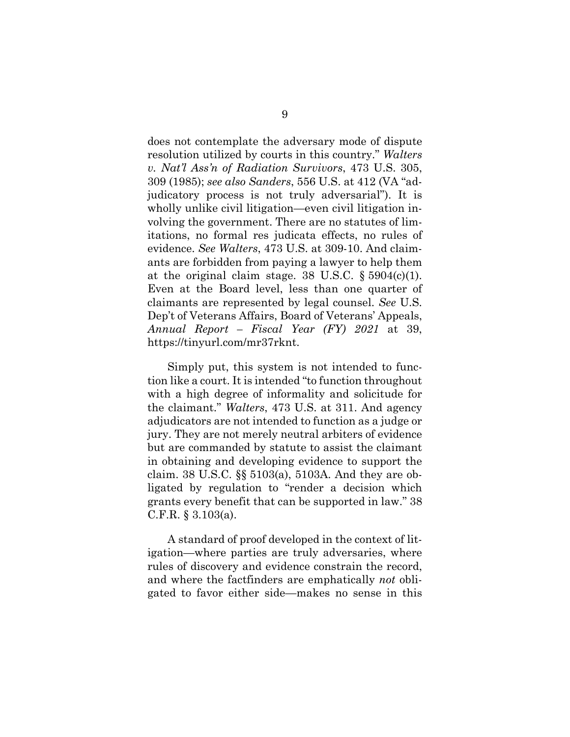does not contemplate the adversary mode of dispute resolution utilized by courts in this country." *Walters v. Nat'l Ass'n of Radiation Survivors*, 473 U.S. 305, 309 (1985); *see also Sanders*, 556 U.S. at 412 (VA "adjudicatory process is not truly adversarial"). It is wholly unlike civil litigation—even civil litigation involving the government. There are no statutes of limitations, no formal res judicata effects, no rules of evidence. *See Walters*, 473 U.S. at 309-10. And claimants are forbidden from paying a lawyer to help them at the original claim stage. 38 U.S.C. § 5904(c)(1). Even at the Board level, less than one quarter of claimants are represented by legal counsel. *See* U.S. Dep't of Veterans Affairs, Board of Veterans' Appeals, *Annual Report – Fiscal Year (FY) 2021* at 39, https://tinyurl.com/mr37rknt.

Simply put, this system is not intended to function like a court. It is intended "to function throughout with a high degree of informality and solicitude for the claimant." *Walters*, 473 U.S. at 311. And agency adjudicators are not intended to function as a judge or jury. They are not merely neutral arbiters of evidence but are commanded by statute to assist the claimant in obtaining and developing evidence to support the claim. 38 U.S.C. §§ 5103(a), 5103A. And they are obligated by regulation to "render a decision which grants every benefit that can be supported in law." 38 C.F.R. § 3.103(a).

A standard of proof developed in the context of litigation—where parties are truly adversaries, where rules of discovery and evidence constrain the record, and where the factfinders are emphatically *not* obligated to favor either side—makes no sense in this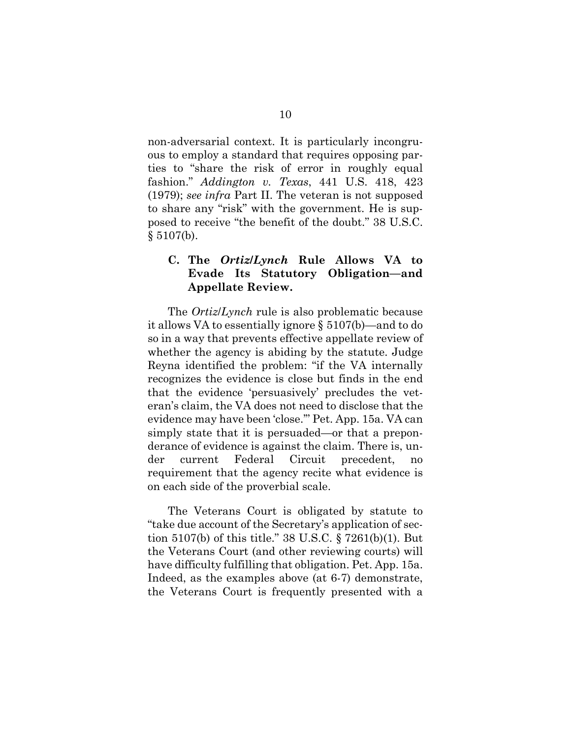non-adversarial context. It is particularly incongruous to employ a standard that requires opposing parties to "share the risk of error in roughly equal fashion." *Addington v. Texas*, 441 U.S. 418, 423 (1979); *see infra* Part II. The veteran is not supposed to share any "risk" with the government. He is supposed to receive "the benefit of the doubt." 38 U.S.C. § 5107(b).

### C. The *Ortiz/Lynch* Rule Allows VA to Evade Its Statutory Obligation—and Appellate Review.

The *Ortiz/Lynch* rule is also problematic because it allows VA to essentially ignore § 5107(b)—and to do so in a way that prevents effective appellate review of whether the agency is abiding by the statute. Judge Reyna identified the problem: "if the VA internally recognizes the evidence is close but finds in the end that the evidence 'persuasively' precludes the veteran's claim, the VA does not need to disclose that the evidence may have been 'close.'" Pet. App. 15a. VA can simply state that it is persuaded—or that a preponderance of evidence is against the claim. There is, under current Federal Circuit precedent, no requirement that the agency recite what evidence is on each side of the proverbial scale.

The Veterans Court is obligated by statute to "take due account of the Secretary's application of section 5107(b) of this title." 38 U.S.C. § 7261(b)(1). But the Veterans Court (and other reviewing courts) will have difficulty fulfilling that obligation. Pet. App. 15a. Indeed, as the examples above (at 6-7) demonstrate, the Veterans Court is frequently presented with a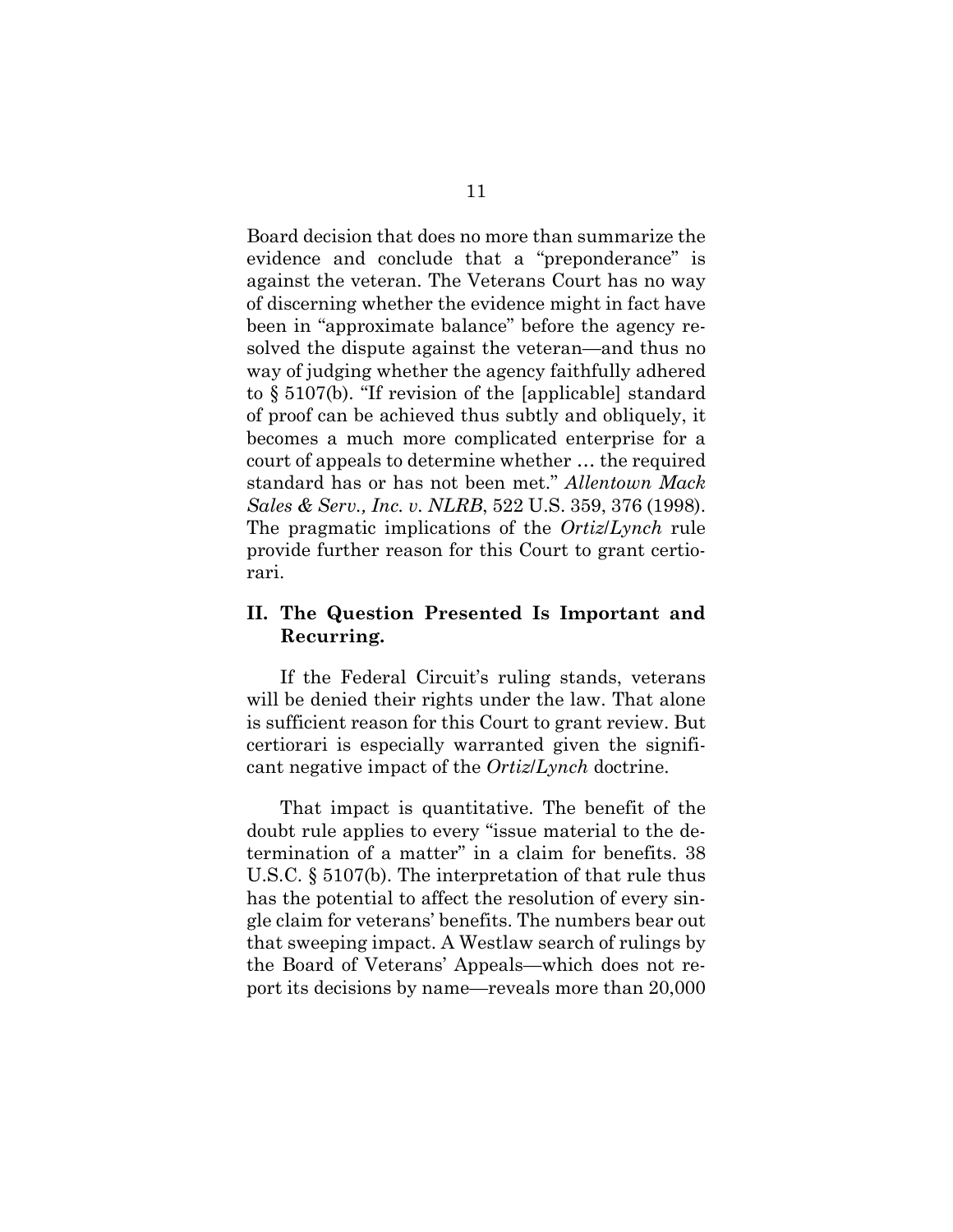Board decision that does no more than summarize the evidence and conclude that a "preponderance" is against the veteran. The Veterans Court has no way of discerning whether the evidence might in fact have been in "approximate balance" before the agency resolved the dispute against the veteran—and thus no way of judging whether the agency faithfully adhered to § 5107(b). "If revision of the [applicable] standard of proof can be achieved thus subtly and obliquely, it becomes a much more complicated enterprise for a court of appeals to determine whether … the required standard has or has not been met." *Allentown Mack Sales & Serv., Inc. v. NLRB*, 522 U.S. 359, 376 (1998). The pragmatic implications of the *Ortiz*/*Lynch* rule provide further reason for this Court to grant certiorari.

## II. The Question Presented Is Important and Recurring.

If the Federal Circuit's ruling stands, veterans will be denied their rights under the law. That alone is sufficient reason for this Court to grant review. But certiorari is especially warranted given the significant negative impact of the *Ortiz*/*Lynch* doctrine.

That impact is quantitative. The benefit of the doubt rule applies to every "issue material to the determination of a matter" in a claim for benefits. 38 U.S.C. § 5107(b). The interpretation of that rule thus has the potential to affect the resolution of every single claim for veterans' benefits. The numbers bear out that sweeping impact. A Westlaw search of rulings by the Board of Veterans' Appeals—which does not report its decisions by name—reveals more than 20,000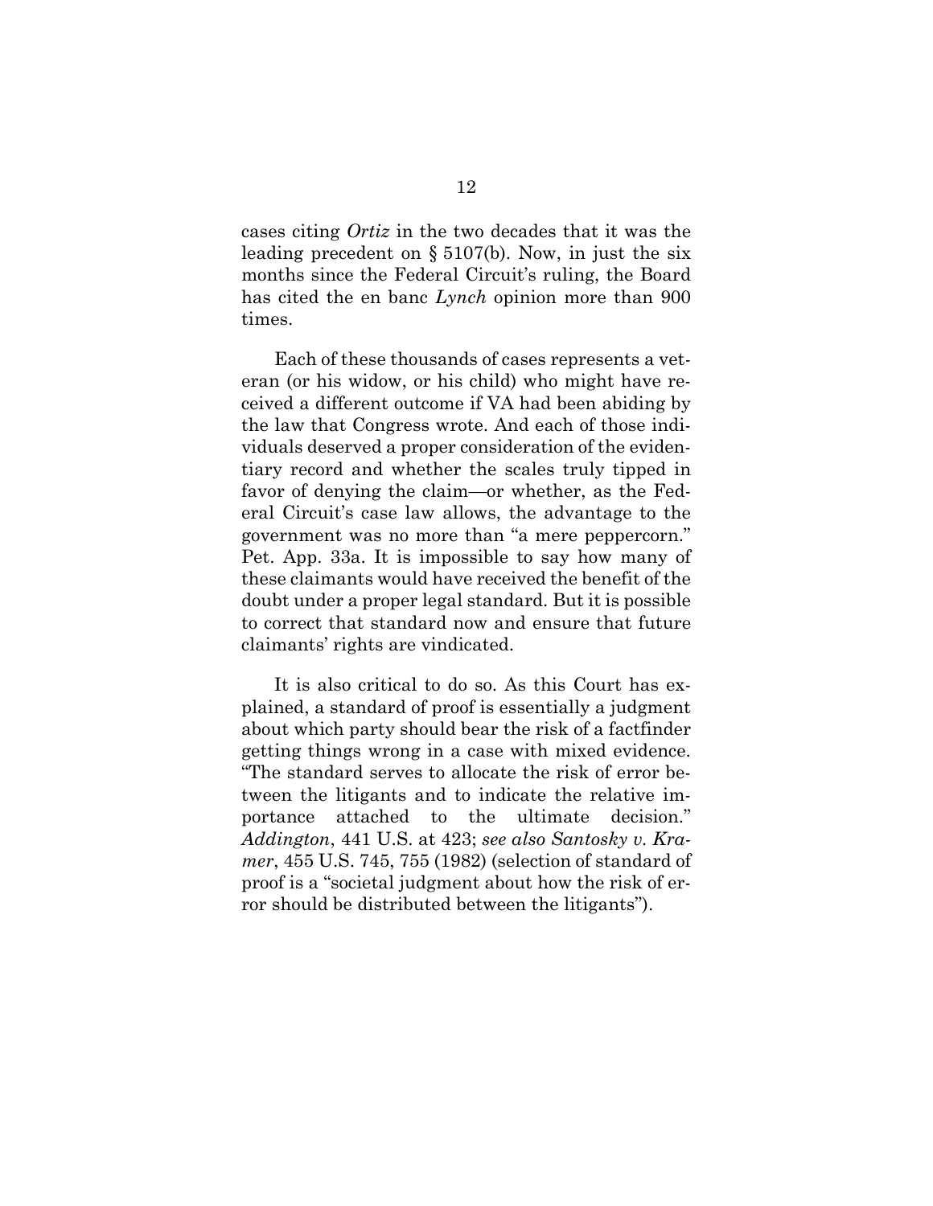cases citing *Ortiz* in the two decades that it was the leading precedent on § 5107(b). Now, in just the six months since the Federal Circuit's ruling, the Board has cited the en banc *Lynch* opinion more than 900 times.

Each of these thousands of cases represents a veteran (or his widow, or his child) who might have received a different outcome if VA had been abiding by the law that Congress wrote. And each of those individuals deserved a proper consideration of the evidentiary record and whether the scales truly tipped in favor of denying the claim—or whether, as the Federal Circuit's case law allows, the advantage to the government was no more than "a mere peppercorn." Pet. App. 33a. It is impossible to say how many of these claimants would have received the benefit of the doubt under a proper legal standard. But it is possible to correct that standard now and ensure that future claimants' rights are vindicated.

It is also critical to do so. As this Court has explained, a standard of proof is essentially a judgment about which party should bear the risk of a factfinder getting things wrong in a case with mixed evidence. "The standard serves to allocate the risk of error between the litigants and to indicate the relative importance attached to the ultimate decision." *Addington*, 441 U.S. at 423; *see also Santosky v. Kramer*, 455 U.S. 745, 755 (1982) (selection of standard of proof is a "societal judgment about how the risk of error should be distributed between the litigants").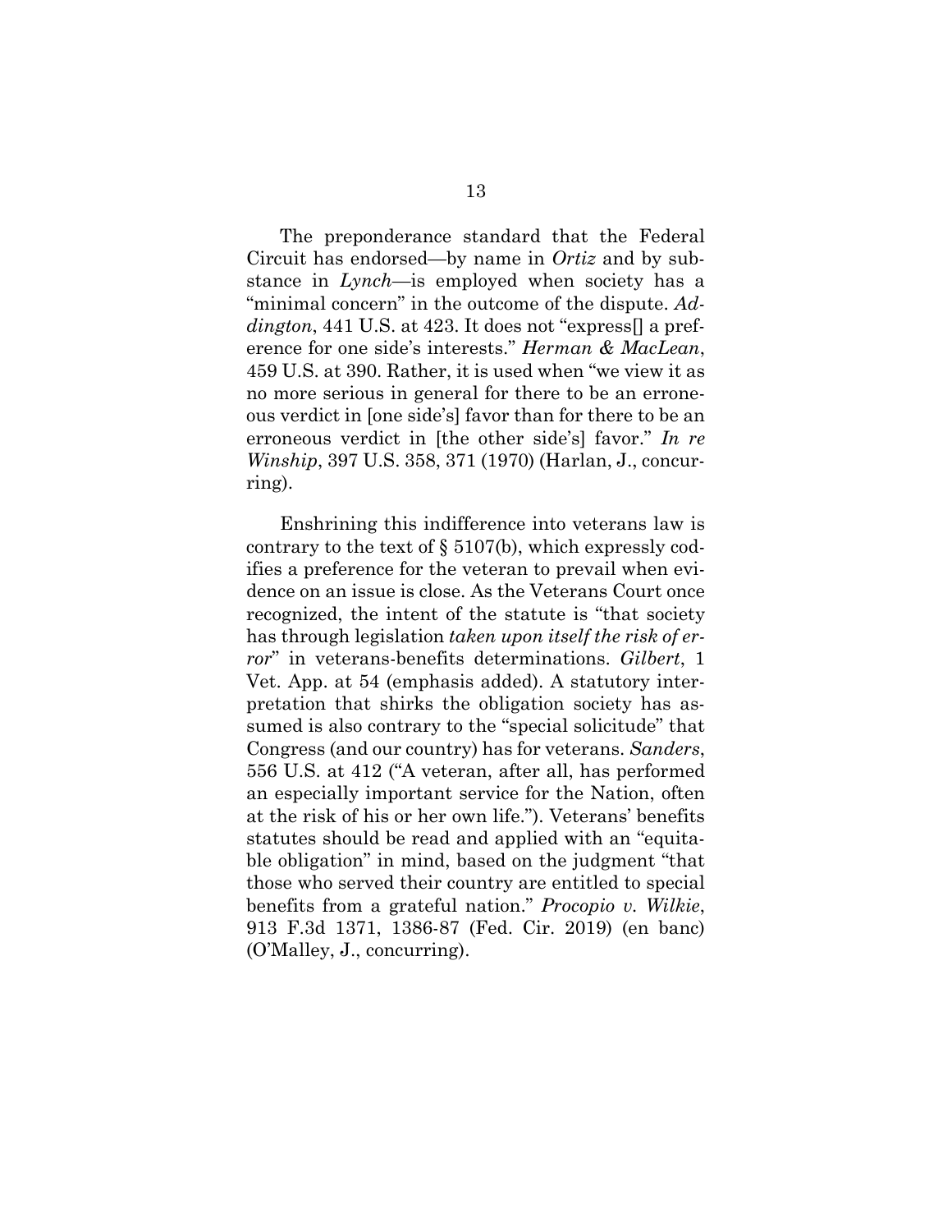The preponderance standard that the Federal Circuit has endorsed—by name in *Ortiz* and by substance in *Lynch*—is employed when society has a "minimal concern" in the outcome of the dispute. *Addington*, 441 U.S. at 423. It does not "express[] a preference for one side's interests." *Herman & MacLean*, 459 U.S. at 390. Rather, it is used when "we view it as no more serious in general for there to be an erroneous verdict in [one side's] favor than for there to be an erroneous verdict in [the other side's] favor." *In re Winship*, 397 U.S. 358, 371 (1970) (Harlan, J., concurring).

Enshrining this indifference into veterans law is contrary to the text of § 5107(b), which expressly codifies a preference for the veteran to prevail when evidence on an issue is close. As the Veterans Court once recognized, the intent of the statute is "that society has through legislation *taken upon itself the risk of error*" in veterans-benefits determinations. *Gilbert*, 1 Vet. App. at 54 (emphasis added). A statutory interpretation that shirks the obligation society has assumed is also contrary to the "special solicitude" that Congress (and our country) has for veterans. *Sanders*, 556 U.S. at 412 ("A veteran, after all, has performed an especially important service for the Nation, often at the risk of his or her own life."). Veterans' benefits statutes should be read and applied with an "equitable obligation" in mind, based on the judgment "that those who served their country are entitled to special benefits from a grateful nation." *Procopio v. Wilkie*, 913 F.3d 1371, 1386-87 (Fed. Cir. 2019) (en banc) (O'Malley, J., concurring).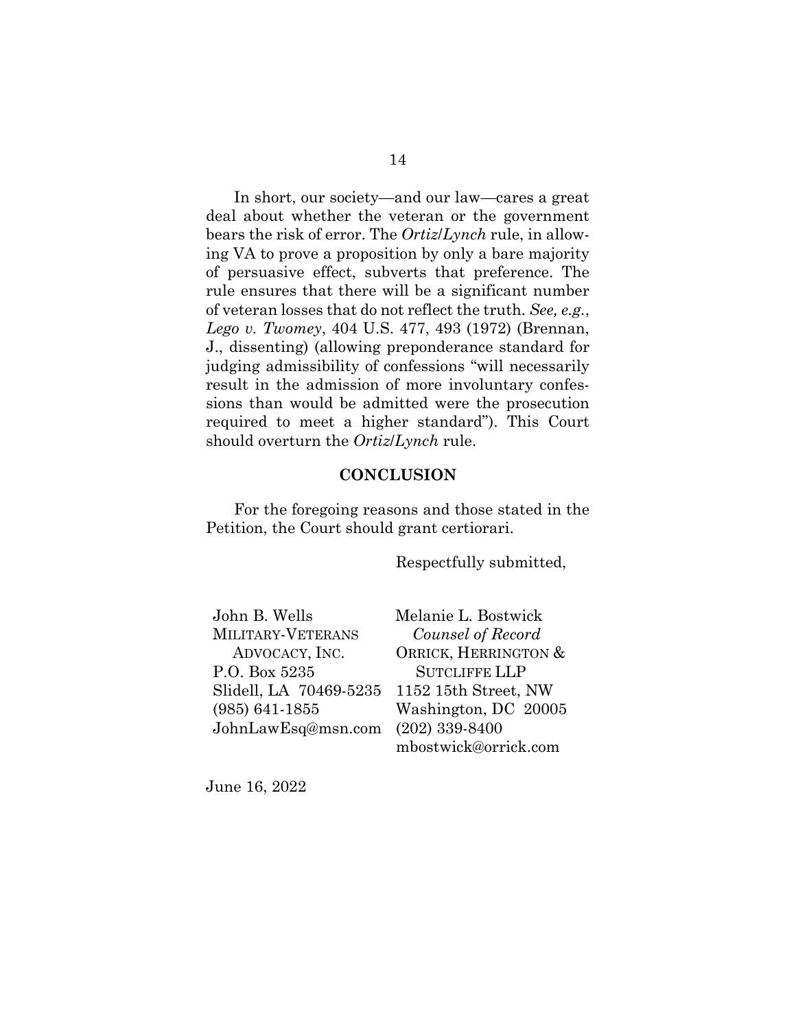In short, our society—and our law—cares a great deal about whether the veteran or the government bears the risk of error. The *Ortiz*/*Lynch* rule, in allowing VA to prove a proposition by only a bare majority of persuasive effect, subverts that preference. The rule ensures that there will be a significant number of veteran losses that do not reflect the truth. *See, e.g.*, *Lego v. Twomey*, 404 U.S. 477, 493 (1972) (Brennan, J., dissenting) (allowing preponderance standard for judging admissibility of confessions "will necessarily result in the admission of more involuntary confessions than would be admitted were the prosecution required to meet a higher standard"). This Court should overturn the *Ortiz*/*Lynch* rule.

## CONCLUSION

For the foregoing reasons and those stated in the Petition, the Court should grant certiorari.

Respectfully submitted,

John B. Wells
MILITARY-VETERANS ADVOCACY, INC.
P.O. Box 5235
Slidell, LA 70469-5235
(985) 641-1855
JohnLawEsq@msn.com

Melanie L. Bostwick
*Counsel of Record*
ORRICK, HERRINGTON & SUTCLIFFE LLP
1152 15th Street, NW
Washington, DC 20005
(202) 339-8400
mbostwick@orrick.com

June 16, 2022